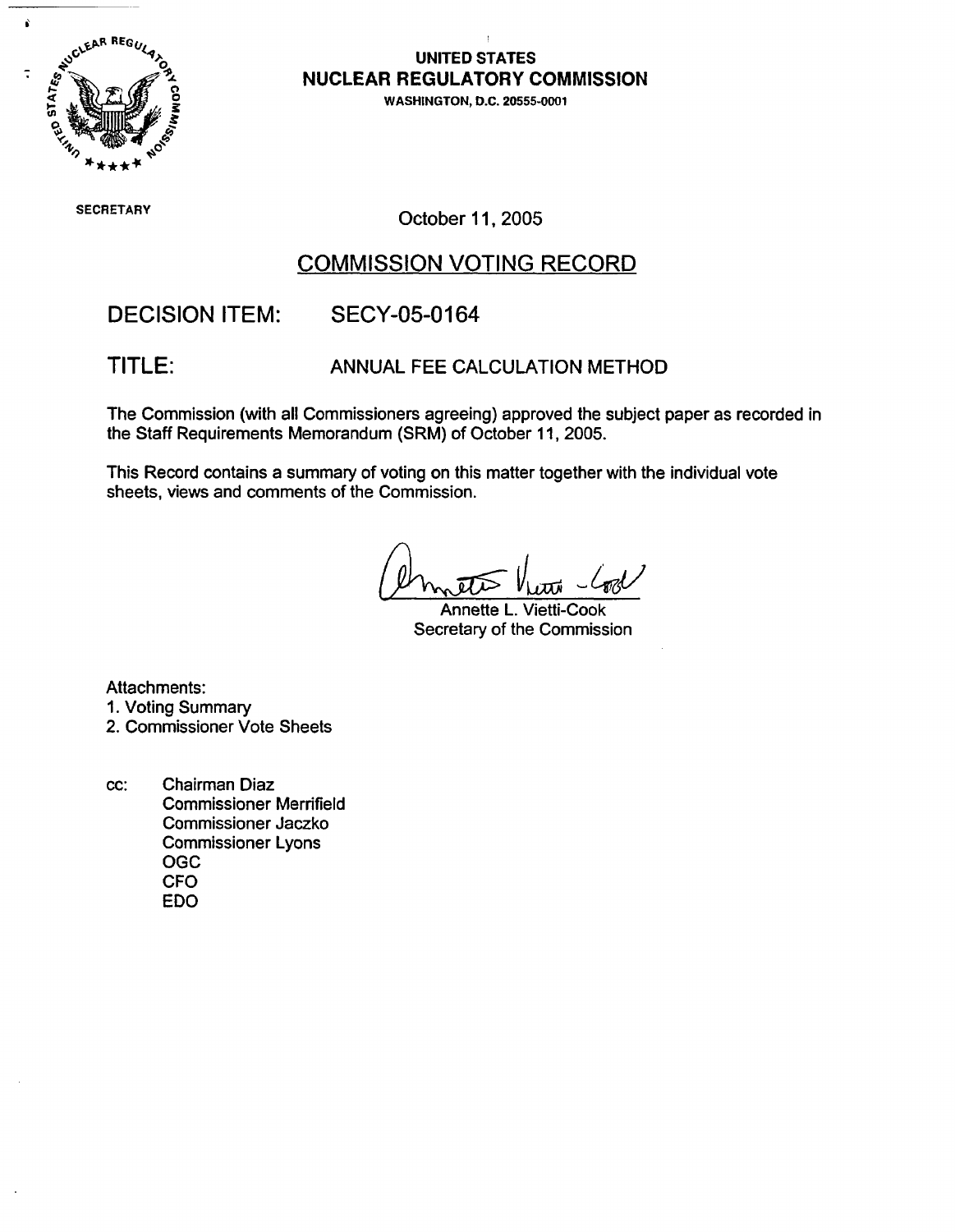**UNITED STATES**
**NUCLEAR REGULATORY COMMISSION**
WASHINGTON, D.C. 20555-0001

SECRETARY

October 11, 2005

# COMMISSION VOTING RECORD

## DECISION ITEM: SECY-05-0164

## TITLE: ANNUAL FEE CALCULATION METHOD

The Commission (with all Commissioners agreeing) approved the subject paper as recorded in the Staff Requirements Memorandum (SRM) of October 11, 2005.

This Record contains a summary of voting on this matter together with the individual vote sheets, views and comments of the Commission.

Annette L. Vietti-Cook
Secretary of the Commission

Attachments:
1. Voting Summary
2. Commissioner Vote Sheets

cc: Chairman Diaz
Commissioner Merrifield
Commissioner Jaczko
Commissioner Lyons
OGC
CFO
EDO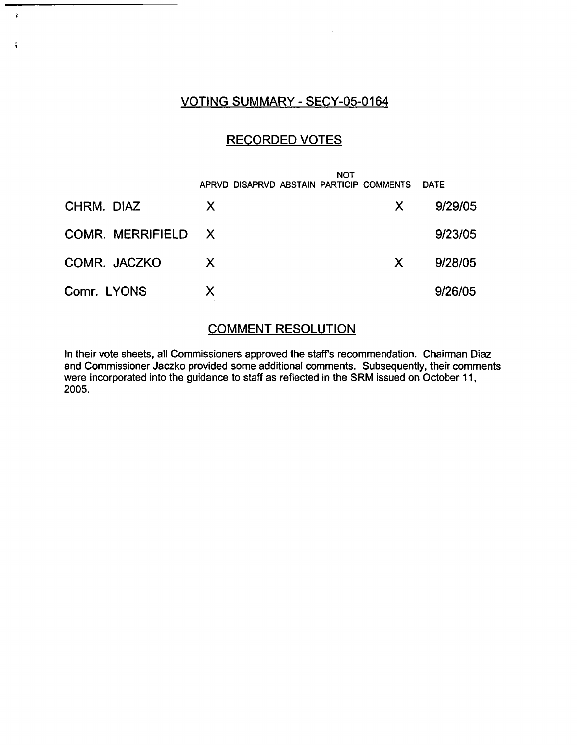## VOTING SUMMARY - SECY-05-0164

## RECORDED VOTES

| | APRVD | DISAPRVD | ABSTAIN | NOT PARTICIP | COMMENTS | DATE |
|---|---|---|---|---|---|---|
| CHRM. DIAZ | X | | | | X | 9/29/05 |
| COMR. MERRIFIELD | X | | | | | 9/23/05 |
| COMR. JACZKO | X | | | | X | 9/28/05 |
| Comr. LYONS | X | | | | | 9/26/05 |

## COMMENT RESOLUTION

In their vote sheets, all Commissioners approved the staff's recommendation. Chairman Diaz and Commissioner Jaczko provided some additional comments. Subsequently, their comments were incorporated into the guidance to staff as reflected in the SRM issued on October 11, 2005.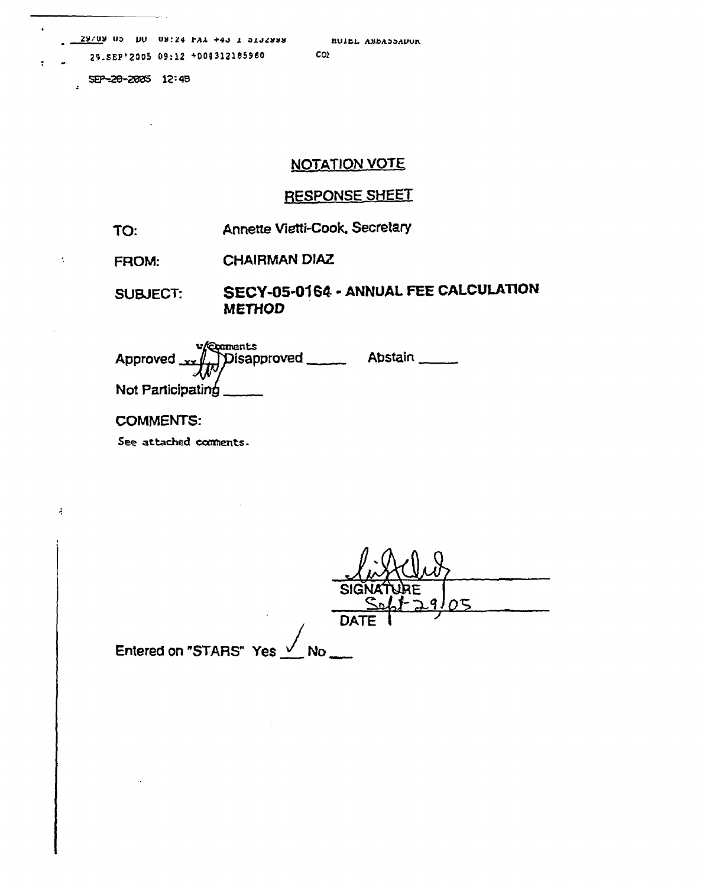29/09 05 DU 09:24 FAX +43 1 5132998 HOTEL AMBASSADOR

29.SEP'2005 09:12 +004312185960 CO

SEP-28-2005 12:48

## NOTATION VOTE

## RESPONSE SHEET

TO: Annette Vietti-Cook, Secretary

FROM: **CHAIRMAN DIAZ**

SUBJECT: **SECY-05-0164 - ANNUAL FEE CALCULATION METHOD**

Approved xx w/comments Disapproved _____ Abstain _____

Not Participating _____

COMMENTS:

See attached comments.

SIGNATURE

Sept 29/05

DATE

Entered on "STARS" Yes ✓ No ___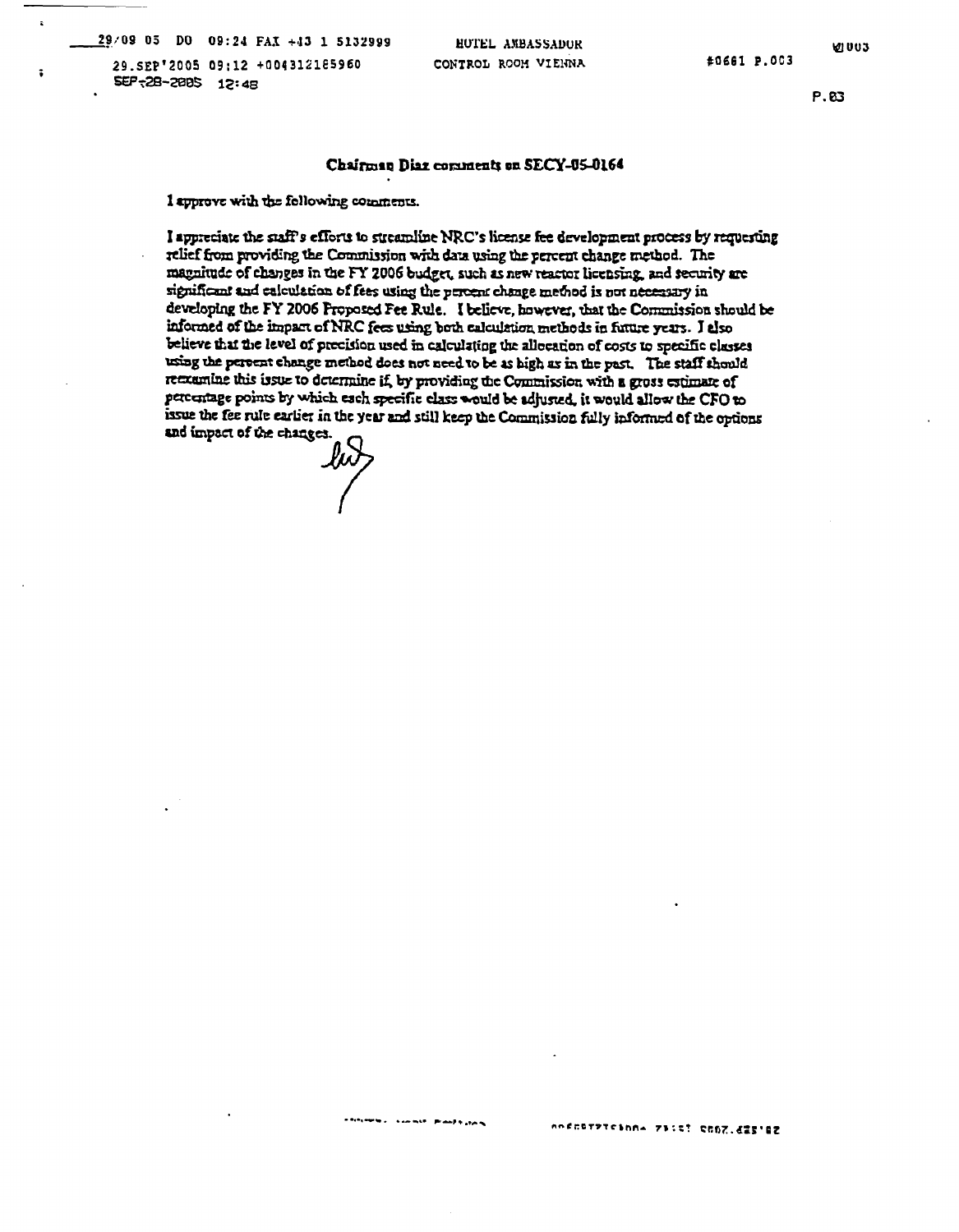## Chairman Diaz comments on SECY-05-0164

I approve with the following comments.

I appreciate the staff's efforts to streamline NRC's license fee development process by requesting relief from providing the Commission with data using the percent change method. The magnitude of changes in the FY 2006 budget, such as new reactor licensing, and security are significant and calculation of fees using the percent change method is not necessary in developing the FY 2006 Proposed Fee Rule. I believe, however, that the Commission should be informed of the impact of NRC fees using both calculation methods in future years. I also believe that the level of precision used in calculating the allocation of costs to specific classes using the percent change method does not need to be as high as in the past. The staff should reexamine this issue to determine if, by providing the Commission with a gross estimate of percentage points by which each specific class would be adjusted, it would allow the CFO to issue the fee rule earlier in the year and still keep the Commission fully informed of the options and impact of the changes.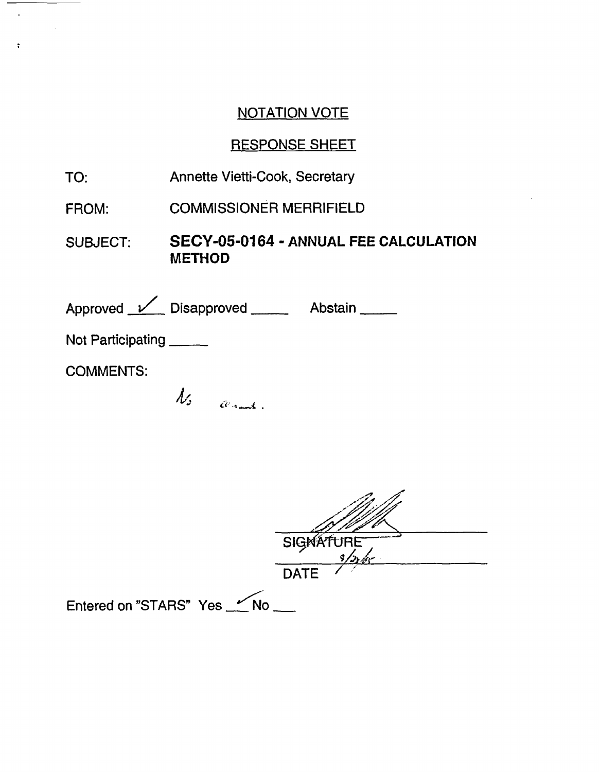## NOTATION VOTE

## RESPONSE SHEET

TO: Annette Vietti-Cook, Secretary

FROM: COMMISSIONER MERRIFIELD

SUBJECT: **SECY-05-0164 - ANNUAL FEE CALCULATION METHOD**

Approved ✓ Disapproved _____ Abstain _____

Not Participating _____

COMMENTS:

No ...

SIGNATURE

9/23/05

DATE

Entered on "STARS" Yes ✓ No ___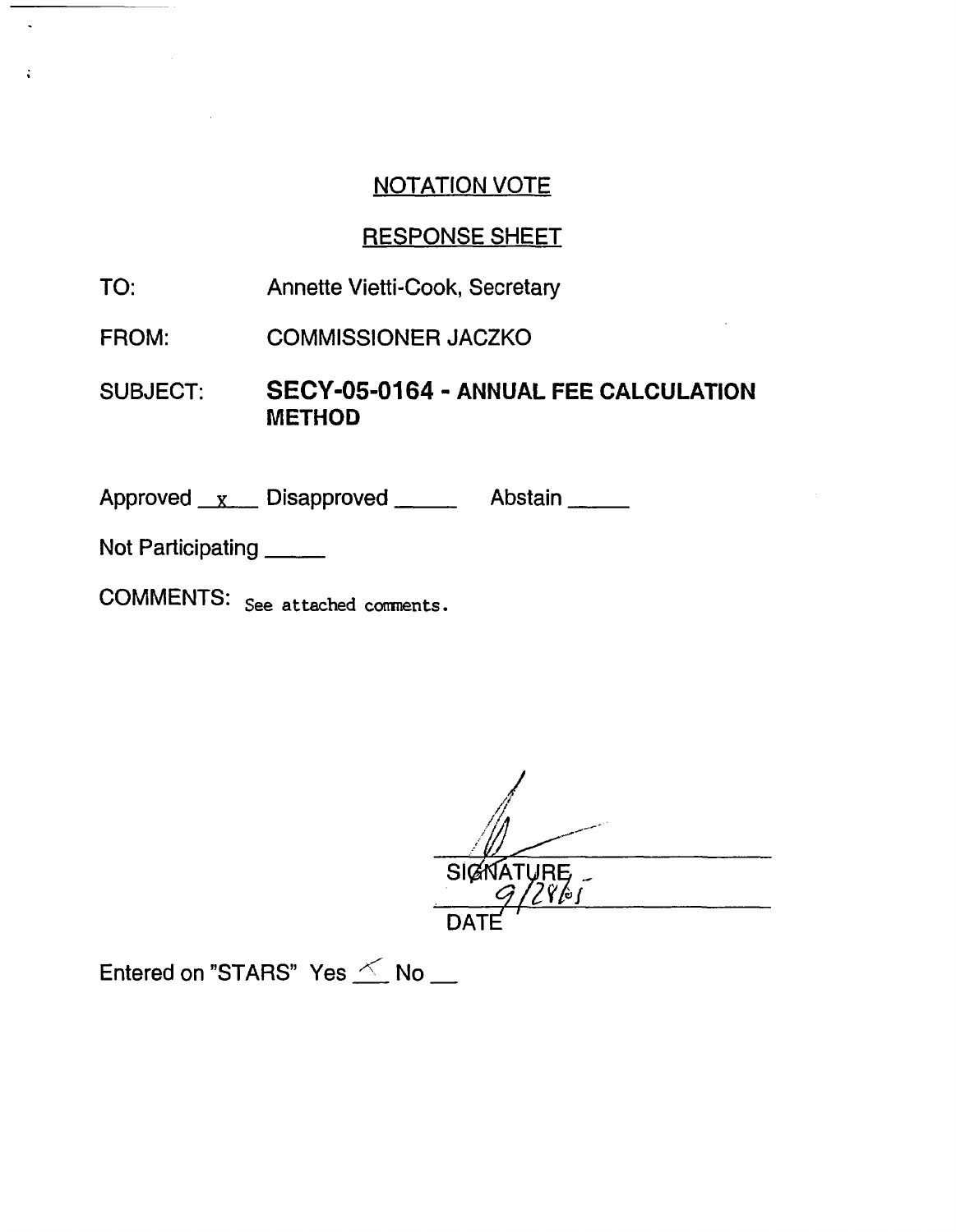## NOTATION VOTE

## RESPONSE SHEET

TO: Annette Vietti-Cook, Secretary

FROM: COMMISSIONER JACZKO

SUBJECT: **SECY-05-0164 - ANNUAL FEE CALCULATION METHOD**

Approved __x__ Disapproved _____ Abstain _____

Not Participating _____

COMMENTS: See attached comments.

SIGNATURE

9/28/05

DATE

Entered on "STARS" Yes __✓__ No __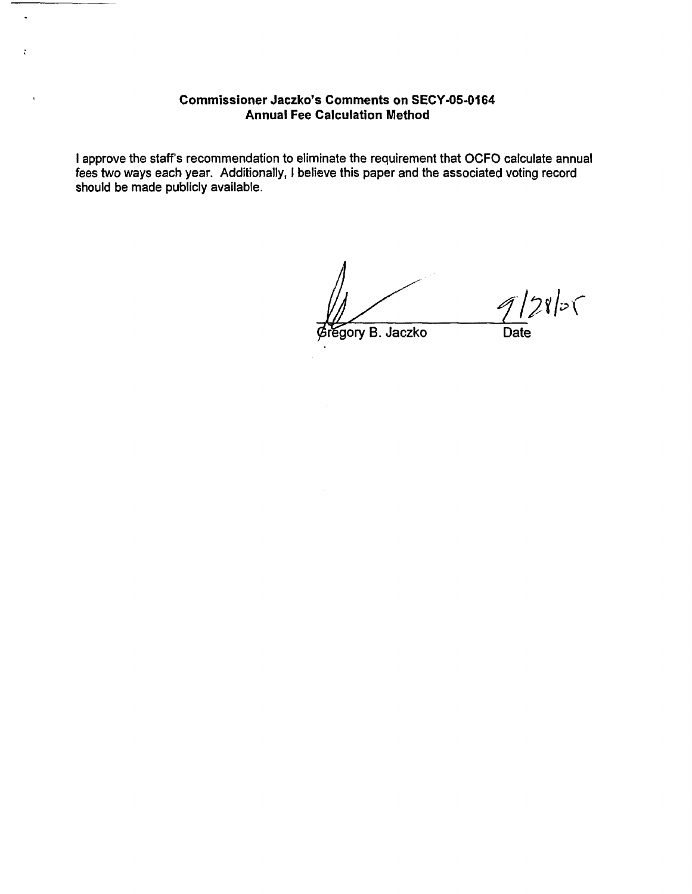**Commissioner Jaczko's Comments on SECY-05-0164**
**Annual Fee Calculation Method**

I approve the staff's recommendation to eliminate the requirement that OCFO calculate annual fees two ways each year. Additionally, I believe this paper and the associated voting record should be made publicly available.

Gregory B. Jaczko

Date: 9/28/05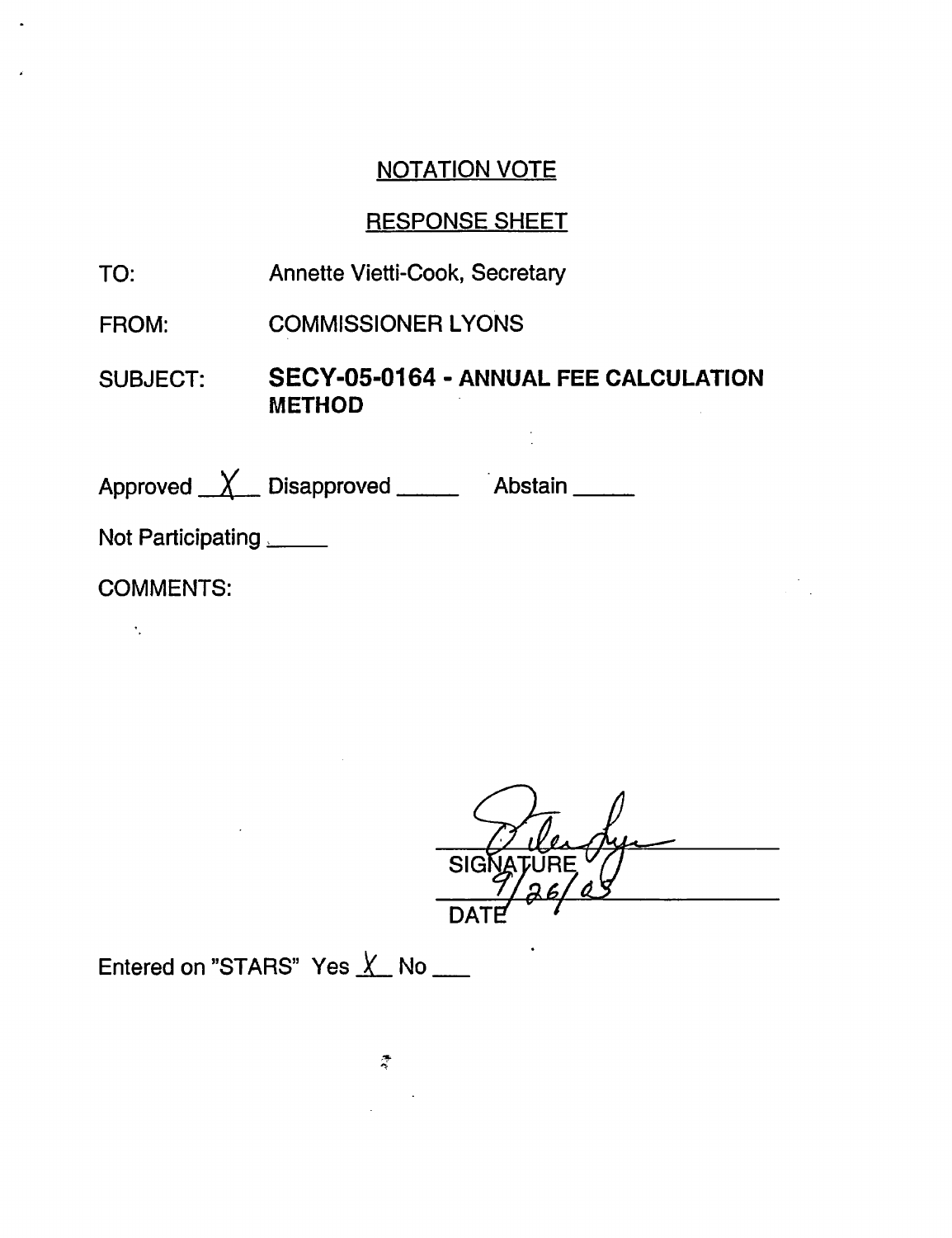NOTATION VOTE

RESPONSE SHEET

TO: Annette Vietti-Cook, Secretary

FROM: COMMISSIONER LYONS

SUBJECT: **SECY-05-0164 - ANNUAL FEE CALCULATION METHOD**

Approved X Disapproved _____ Abstain _____

Not Participating _____

COMMENTS:

SIGNATURE

9/26/05

DATE

Entered on "STARS" Yes X No ___